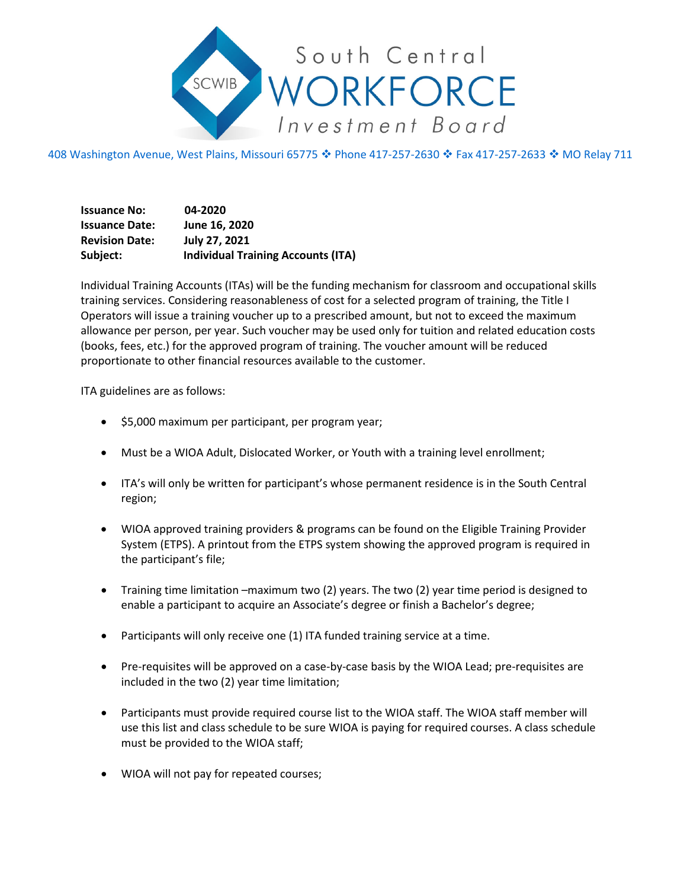# South Central WORKFORCE Investment Board

SCWIB

408 Washington Avenue, West Plains, Missouri 65775 ❖ Phone 417-257-2630 ❖ Fax 417-257-2633 ❖ MO Relay 711

**Issuance No:** **04-2020**
**Issuance Date:** **June 16, 2020**
**Revision Date:** **July 27, 2021**
**Subject:** **Individual Training Accounts (ITA)**

Individual Training Accounts (ITAs) will be the funding mechanism for classroom and occupational skills training services. Considering reasonableness of cost for a selected program of training, the Title I Operators will issue a training voucher up to a prescribed amount, but not to exceed the maximum allowance per person, per year. Such voucher may be used only for tuition and related education costs (books, fees, etc.) for the approved program of training. The voucher amount will be reduced proportionate to other financial resources available to the customer.

ITA guidelines are as follows:

- $5,000 maximum per participant, per program year;
- Must be a WIOA Adult, Dislocated Worker, or Youth with a training level enrollment;
- ITA's will only be written for participant's whose permanent residence is in the South Central region;
- WIOA approved training providers & programs can be found on the Eligible Training Provider System (ETPS). A printout from the ETPS system showing the approved program is required in the participant's file;
- Training time limitation –maximum two (2) years. The two (2) year time period is designed to enable a participant to acquire an Associate's degree or finish a Bachelor's degree;
- Participants will only receive one (1) ITA funded training service at a time.
- Pre-requisites will be approved on a case-by-case basis by the WIOA Lead; pre-requisites are included in the two (2) year time limitation;
- Participants must provide required course list to the WIOA staff. The WIOA staff member will use this list and class schedule to be sure WIOA is paying for required courses. A class schedule must be provided to the WIOA staff;
- WIOA will not pay for repeated courses;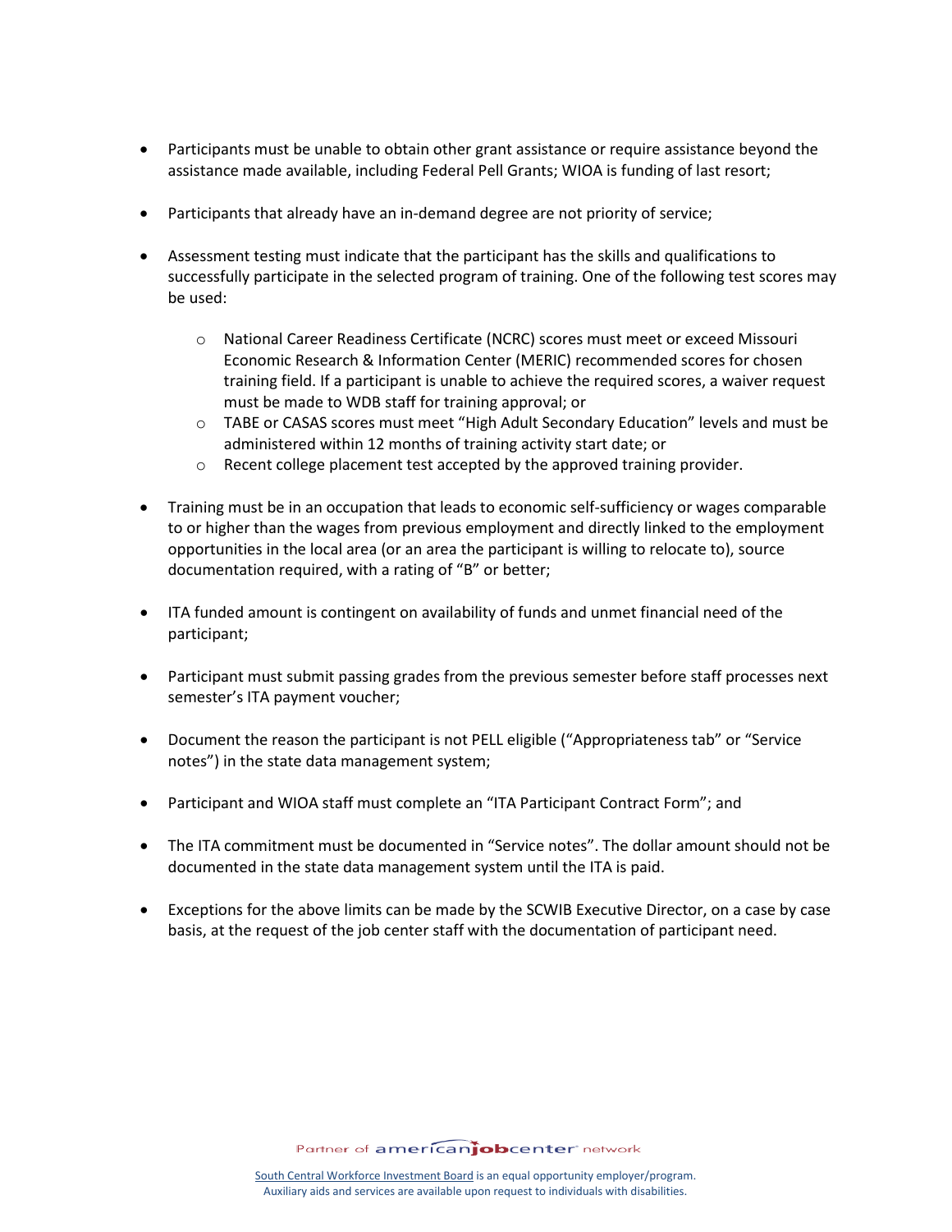- Participants must be unable to obtain other grant assistance or require assistance beyond the assistance made available, including Federal Pell Grants; WIOA is funding of last resort;

- Participants that already have an in-demand degree are not priority of service;

- Assessment testing must indicate that the participant has the skills and qualifications to successfully participate in the selected program of training. One of the following test scores may be used:

    - National Career Readiness Certificate (NCRC) scores must meet or exceed Missouri Economic Research & Information Center (MERIC) recommended scores for chosen training field. If a participant is unable to achieve the required scores, a waiver request must be made to WDB staff for training approval; or
    - TABE or CASAS scores must meet "High Adult Secondary Education" levels and must be administered within 12 months of training activity start date; or
    - Recent college placement test accepted by the approved training provider.

- Training must be in an occupation that leads to economic self-sufficiency or wages comparable to or higher than the wages from previous employment and directly linked to the employment opportunities in the local area (or an area the participant is willing to relocate to), source documentation required, with a rating of "B" or better;

- ITA funded amount is contingent on availability of funds and unmet financial need of the participant;

- Participant must submit passing grades from the previous semester before staff processes next semester's ITA payment voucher;

- Document the reason the participant is not PELL eligible ("Appropriateness tab" or "Service notes") in the state data management system;

- Participant and WIOA staff must complete an "ITA Participant Contract Form"; and

- The ITA commitment must be documented in "Service notes". The dollar amount should not be documented in the state data management system until the ITA is paid.

- Exceptions for the above limits can be made by the SCWIB Executive Director, on a case by case basis, at the request of the job center staff with the documentation of participant need.

Partner of americanjobcenter network

South Central Workforce Investment Board is an equal opportunity employer/program.
Auxiliary aids and services are available upon request to individuals with disabilities.